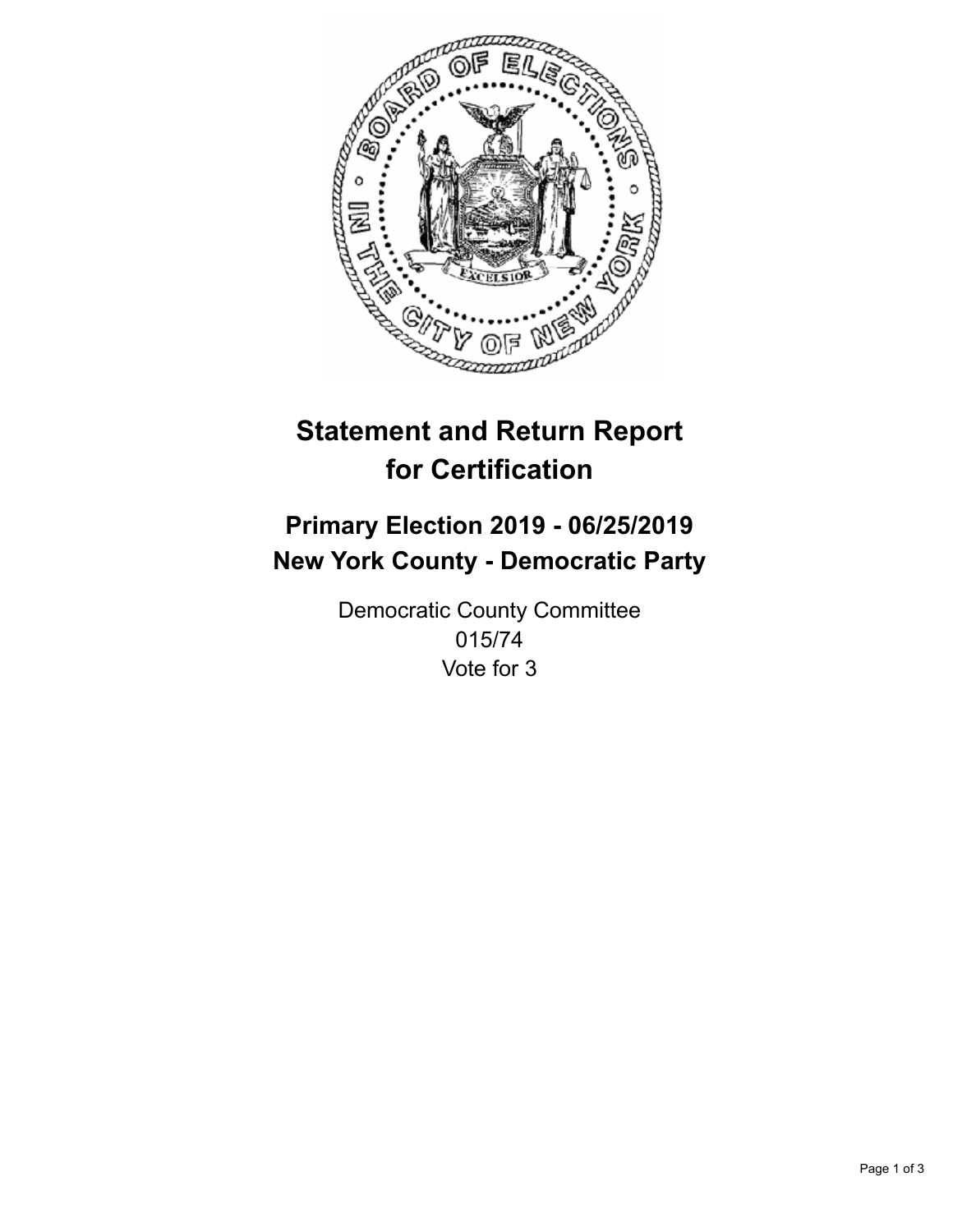# Statement and Return Report for Certification

## Primary Election 2019 - 06/25/2019
## New York County - Democratic Party

Democratic County Committee
015/74
Vote for 3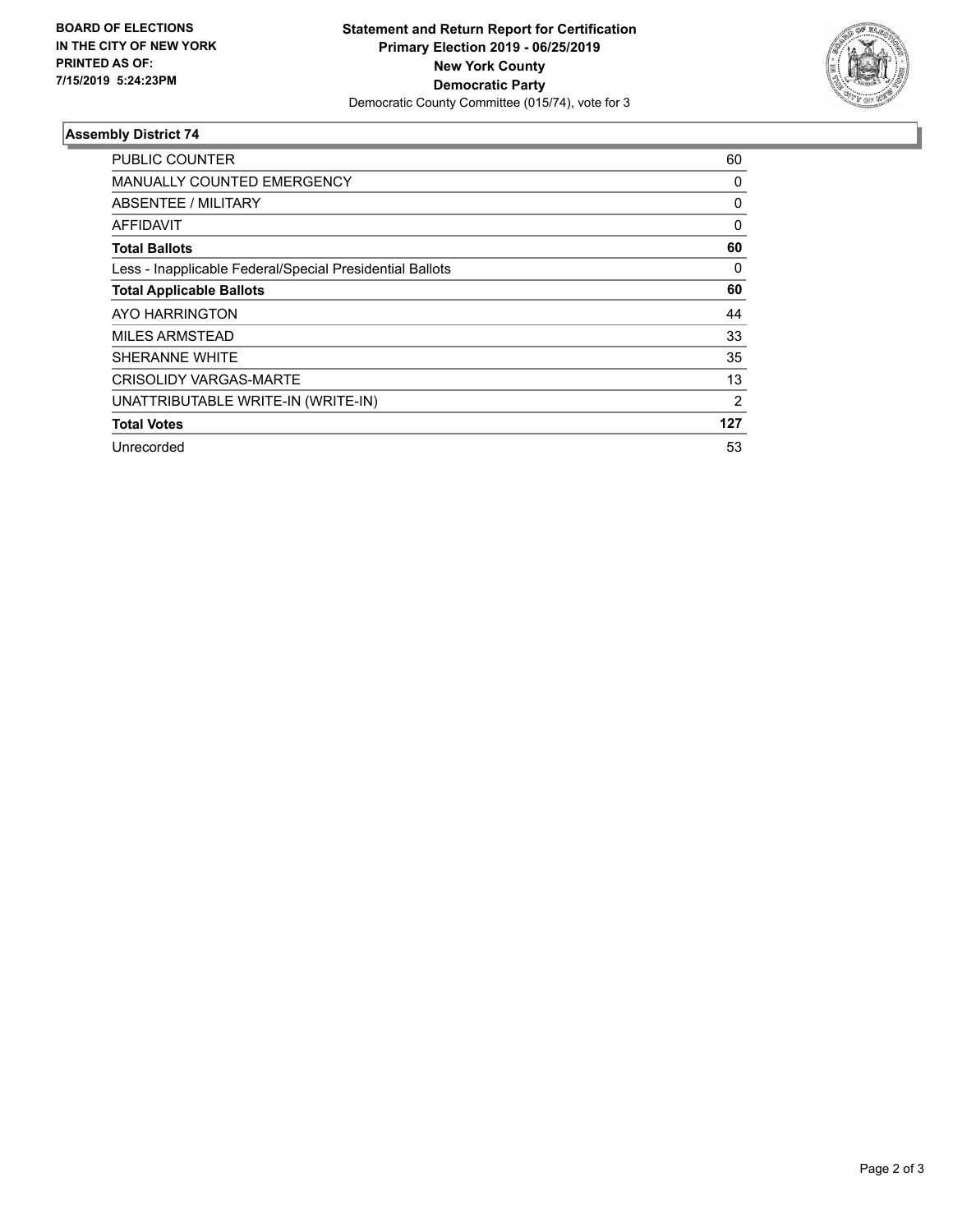**BOARD OF ELECTIONS IN THE CITY OF NEW YORK PRINTED AS OF: 7/15/2019 5:24:23PM**

**Statement and Return Report for Certification**
**Primary Election 2019 - 06/25/2019**
**New York County**
**Democratic Party**
Democratic County Committee (015/74), vote for 3

### Assembly District 74

| | |
|---|---|
| PUBLIC COUNTER | 60 |
| MANUALLY COUNTED EMERGENCY | 0 |
| ABSENTEE / MILITARY | 0 |
| AFFIDAVIT | 0 |
| **Total Ballots** | **60** |
| Less - Inapplicable Federal/Special Presidential Ballots | 0 |
| **Total Applicable Ballots** | **60** |
| AYO HARRINGTON | 44 |
| MILES ARMSTEAD | 33 |
| SHERANNE WHITE | 35 |
| CRISOLIDY VARGAS-MARTE | 13 |
| UNATTRIBUTABLE WRITE-IN (WRITE-IN) | 2 |
| **Total Votes** | **127** |
| Unrecorded | 53 |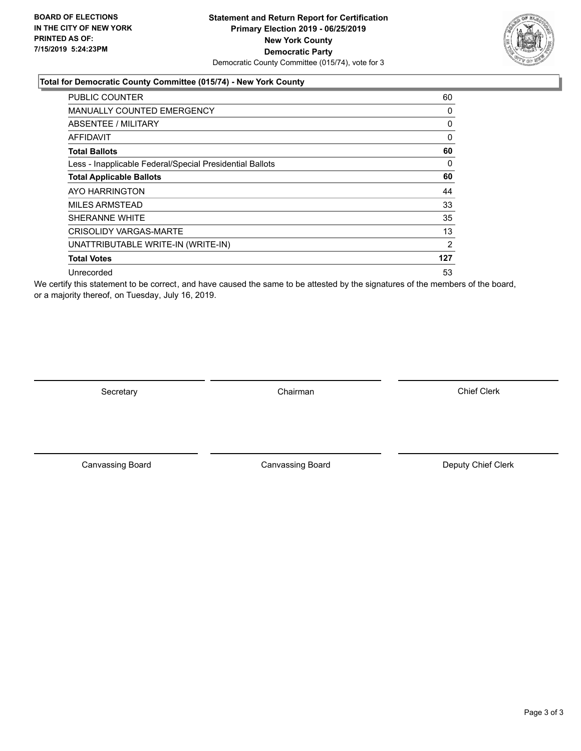**BOARD OF ELECTIONS IN THE CITY OF NEW YORK PRINTED AS OF: 7/15/2019 5:24:23PM**

**Statement and Return Report for Certification Primary Election 2019 - 06/25/2019 New York County Democratic Party**

Democratic County Committee (015/74), vote for 3

**Total for Democratic County Committee (015/74) - New York County**

| | |
|---|---|
| PUBLIC COUNTER | 60 |
| MANUALLY COUNTED EMERGENCY | 0 |
| ABSENTEE / MILITARY | 0 |
| AFFIDAVIT | 0 |
| **Total Ballots** | **60** |
| Less - Inapplicable Federal/Special Presidential Ballots | 0 |
| **Total Applicable Ballots** | **60** |
| AYO HARRINGTON | 44 |
| MILES ARMSTEAD | 33 |
| SHERANNE WHITE | 35 |
| CRISOLIDY VARGAS-MARTE | 13 |
| UNATTRIBUTABLE WRITE-IN (WRITE-IN) | 2 |
| **Total Votes** | **127** |
| Unrecorded | 53 |

We certify this statement to be correct, and have caused the same to be attested by the signatures of the members of the board, or a majority thereof, on Tuesday, July 16, 2019.

Secretary

Chairman

Chief Clerk

Canvassing Board

Canvassing Board

Deputy Chief Clerk